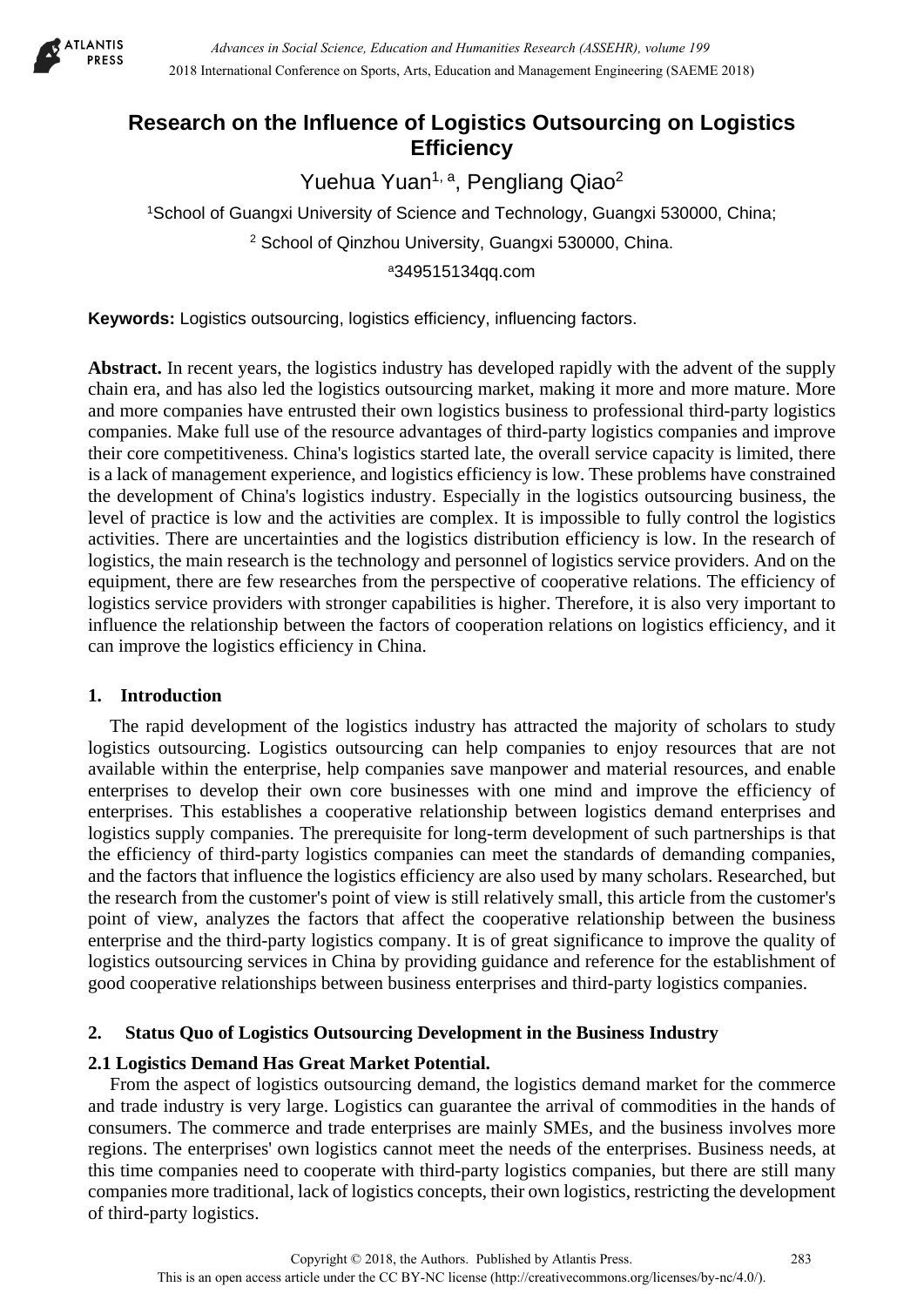# Research on the Influence of Logistics Outsourcing on Logistics Efficiency

Yuehua Yuan[1, a], Pengliang Qiao[2]

[1]School of Guangxi University of Science and Technology, Guangxi 530000, China;

[2] School of Qinzhou University, Guangxi 530000, China.

[a]349515134qq.com

**Keywords:** Logistics outsourcing, logistics efficiency, influencing factors.

**Abstract.** In recent years, the logistics industry has developed rapidly with the advent of the supply chain era, and has also led the logistics outsourcing market, making it more and more mature. More and more companies have entrusted their own logistics business to professional third-party logistics companies. Make full use of the resource advantages of third-party logistics companies and improve their core competitiveness. China's logistics started late, the overall service capacity is limited, there is a lack of management experience, and logistics efficiency is low. These problems have constrained the development of China's logistics industry. Especially in the logistics outsourcing business, the level of practice is low and the activities are complex. It is impossible to fully control the logistics activities. There are uncertainties and the logistics distribution efficiency is low. In the research of logistics, the main research is the technology and personnel of logistics service providers. And on the equipment, there are few researches from the perspective of cooperative relations. The efficiency of logistics service providers with stronger capabilities is higher. Therefore, it is also very important to influence the relationship between the factors of cooperation relations on logistics efficiency, and it can improve the logistics efficiency in China.

## 1. Introduction

The rapid development of the logistics industry has attracted the majority of scholars to study logistics outsourcing. Logistics outsourcing can help companies to enjoy resources that are not available within the enterprise, help companies save manpower and material resources, and enable enterprises to develop their own core businesses with one mind and improve the efficiency of enterprises. This establishes a cooperative relationship between logistics demand enterprises and logistics supply companies. The prerequisite for long-term development of such partnerships is that the efficiency of third-party logistics companies can meet the standards of demanding companies, and the factors that influence the logistics efficiency are also used by many scholars. Researched, but the research from the customer's point of view is still relatively small, this article from the customer's point of view, analyzes the factors that affect the cooperative relationship between the business enterprise and the third-party logistics company. It is of great significance to improve the quality of logistics outsourcing services in China by providing guidance and reference for the establishment of good cooperative relationships between business enterprises and third-party logistics companies.

## 2. Status Quo of Logistics Outsourcing Development in the Business Industry

### 2.1 Logistics Demand Has Great Market Potential.

From the aspect of logistics outsourcing demand, the logistics demand market for the commerce and trade industry is very large. Logistics can guarantee the arrival of commodities in the hands of consumers. The commerce and trade enterprises are mainly SMEs, and the business involves more regions. The enterprises' own logistics cannot meet the needs of the enterprises. Business needs, at this time companies need to cooperate with third-party logistics companies, but there are still many companies more traditional, lack of logistics concepts, their own logistics, restricting the development of third-party logistics.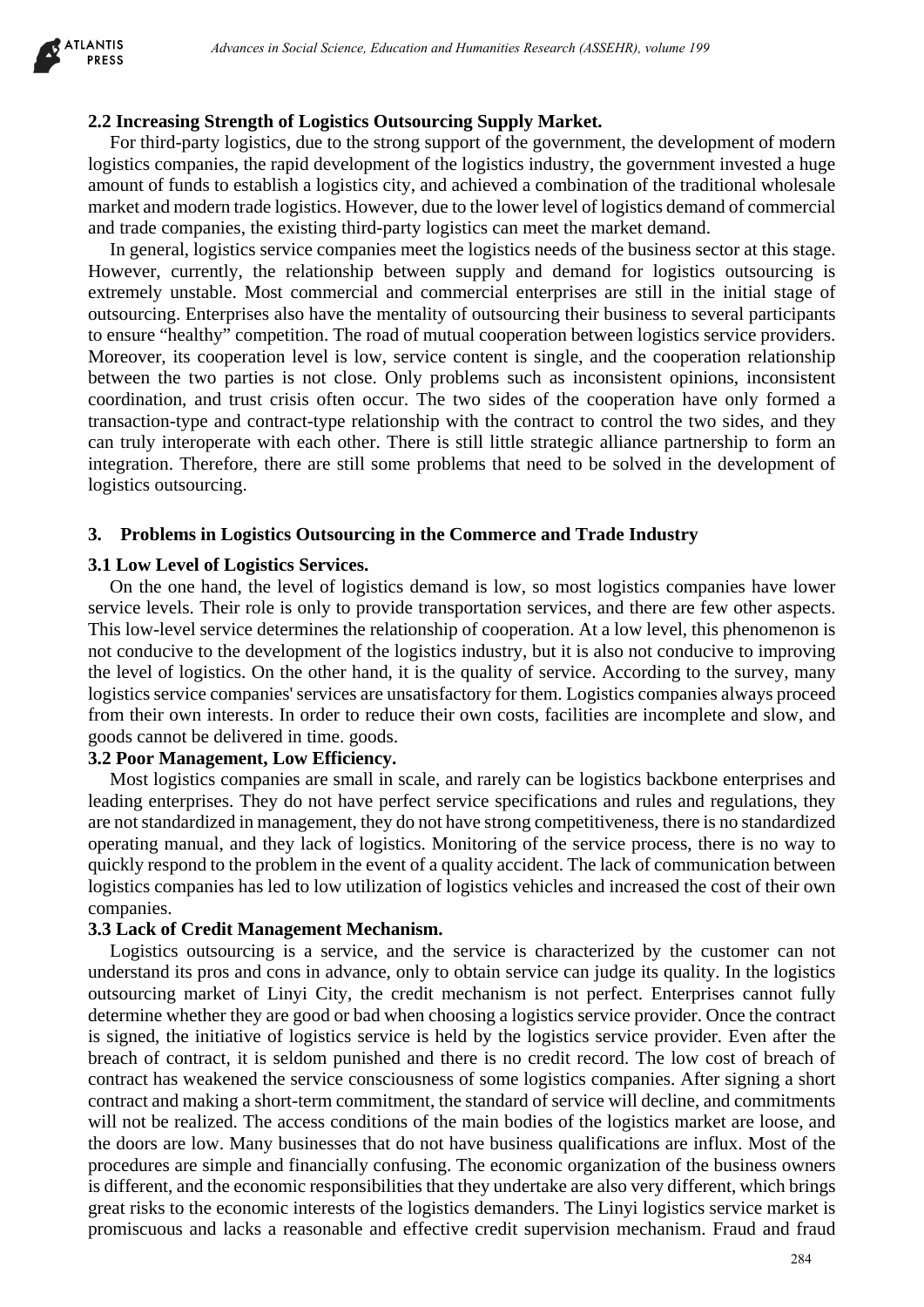### 2.2 Increasing Strength of Logistics Outsourcing Supply Market.

For third-party logistics, due to the strong support of the government, the development of modern logistics companies, the rapid development of the logistics industry, the government invested a huge amount of funds to establish a logistics city, and achieved a combination of the traditional wholesale market and modern trade logistics. However, due to the lower level of logistics demand of commercial and trade companies, the existing third-party logistics can meet the market demand.

In general, logistics service companies meet the logistics needs of the business sector at this stage. However, currently, the relationship between supply and demand for logistics outsourcing is extremely unstable. Most commercial and commercial enterprises are still in the initial stage of outsourcing. Enterprises also have the mentality of outsourcing their business to several participants to ensure "healthy" competition. The road of mutual cooperation between logistics service providers. Moreover, its cooperation level is low, service content is single, and the cooperation relationship between the two parties is not close. Only problems such as inconsistent opinions, inconsistent coordination, and trust crisis often occur. The two sides of the cooperation have only formed a transaction-type and contract-type relationship with the contract to control the two sides, and they can truly interoperate with each other. There is still little strategic alliance partnership to form an integration. Therefore, there are still some problems that need to be solved in the development of logistics outsourcing.

## 3. Problems in Logistics Outsourcing in the Commerce and Trade Industry

### 3.1 Low Level of Logistics Services.

On the one hand, the level of logistics demand is low, so most logistics companies have lower service levels. Their role is only to provide transportation services, and there are few other aspects. This low-level service determines the relationship of cooperation. At a low level, this phenomenon is not conducive to the development of the logistics industry, but it is also not conducive to improving the level of logistics. On the other hand, it is the quality of service. According to the survey, many logistics service companies' services are unsatisfactory for them. Logistics companies always proceed from their own interests. In order to reduce their own costs, facilities are incomplete and slow, and goods cannot be delivered in time. goods.

### 3.2 Poor Management, Low Efficiency.

Most logistics companies are small in scale, and rarely can be logistics backbone enterprises and leading enterprises. They do not have perfect service specifications and rules and regulations, they are not standardized in management, they do not have strong competitiveness, there is no standardized operating manual, and they lack of logistics. Monitoring of the service process, there is no way to quickly respond to the problem in the event of a quality accident. The lack of communication between logistics companies has led to low utilization of logistics vehicles and increased the cost of their own companies.

### 3.3 Lack of Credit Management Mechanism.

Logistics outsourcing is a service, and the service is characterized by the customer can not understand its pros and cons in advance, only to obtain service can judge its quality. In the logistics outsourcing market of Linyi City, the credit mechanism is not perfect. Enterprises cannot fully determine whether they are good or bad when choosing a logistics service provider. Once the contract is signed, the initiative of logistics service is held by the logistics service provider. Even after the breach of contract, it is seldom punished and there is no credit record. The low cost of breach of contract has weakened the service consciousness of some logistics companies. After signing a short contract and making a short-term commitment, the standard of service will decline, and commitments will not be realized. The access conditions of the main bodies of the logistics market are loose, and the doors are low. Many businesses that do not have business qualifications are influx. Most of the procedures are simple and financially confusing. The economic organization of the business owners is different, and the economic responsibilities that they undertake are also very different, which brings great risks to the economic interests of the logistics demanders. The Linyi logistics service market is promiscuous and lacks a reasonable and effective credit supervision mechanism. Fraud and fraud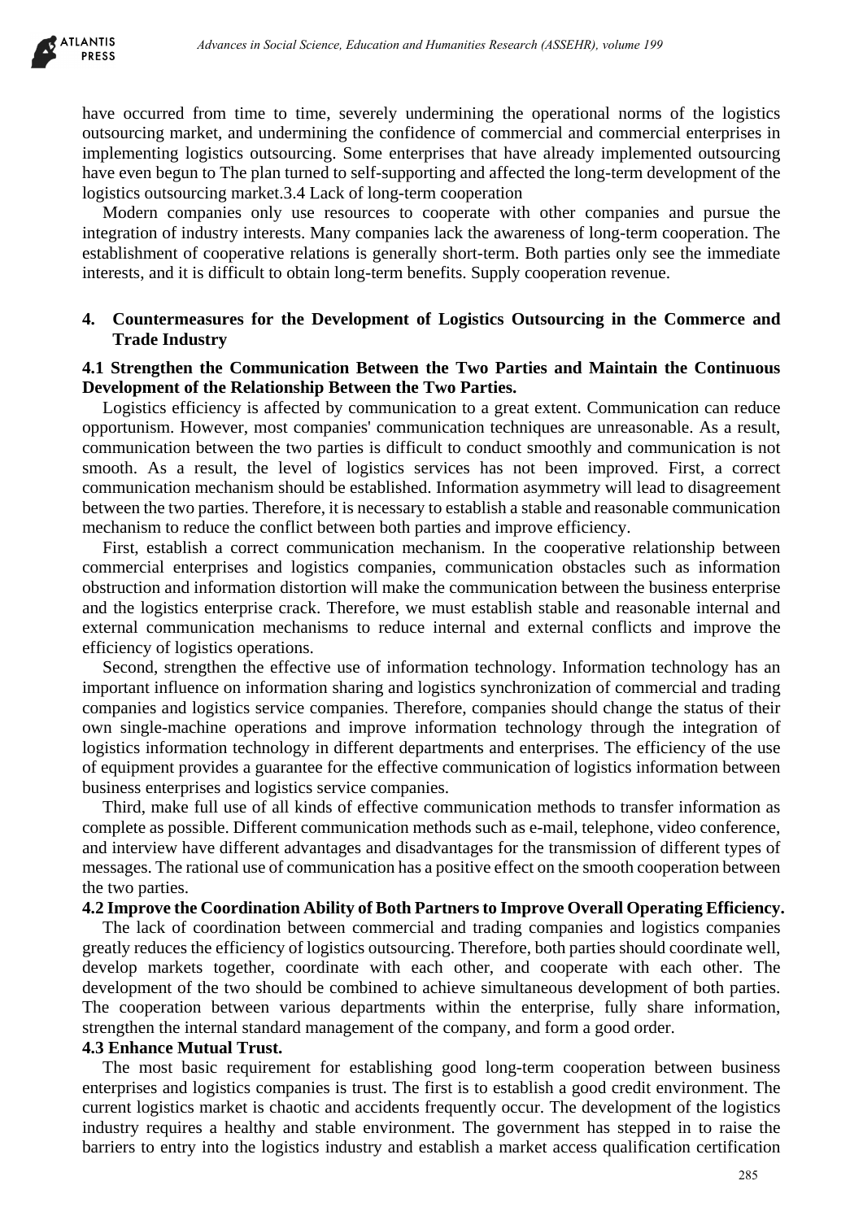have occurred from time to time, severely undermining the operational norms of the logistics outsourcing market, and undermining the confidence of commercial and commercial enterprises in implementing logistics outsourcing. Some enterprises that have already implemented outsourcing have even begun to The plan turned to self-supporting and affected the long-term development of the logistics outsourcing market.3.4 Lack of long-term cooperation

Modern companies only use resources to cooperate with other companies and pursue the integration of industry interests. Many companies lack the awareness of long-term cooperation. The establishment of cooperative relations is generally short-term. Both parties only see the immediate interests, and it is difficult to obtain long-term benefits. Supply cooperation revenue.

## 4. Countermeasures for the Development of Logistics Outsourcing in the Commerce and Trade Industry

### 4.1 Strengthen the Communication Between the Two Parties and Maintain the Continuous Development of the Relationship Between the Two Parties.

Logistics efficiency is affected by communication to a great extent. Communication can reduce opportunism. However, most companies' communication techniques are unreasonable. As a result, communication between the two parties is difficult to conduct smoothly and communication is not smooth. As a result, the level of logistics services has not been improved. First, a correct communication mechanism should be established. Information asymmetry will lead to disagreement between the two parties. Therefore, it is necessary to establish a stable and reasonable communication mechanism to reduce the conflict between both parties and improve efficiency.

First, establish a correct communication mechanism. In the cooperative relationship between commercial enterprises and logistics companies, communication obstacles such as information obstruction and information distortion will make the communication between the business enterprise and the logistics enterprise crack. Therefore, we must establish stable and reasonable internal and external communication mechanisms to reduce internal and external conflicts and improve the efficiency of logistics operations.

Second, strengthen the effective use of information technology. Information technology has an important influence on information sharing and logistics synchronization of commercial and trading companies and logistics service companies. Therefore, companies should change the status of their own single-machine operations and improve information technology through the integration of logistics information technology in different departments and enterprises. The efficiency of the use of equipment provides a guarantee for the effective communication of logistics information between business enterprises and logistics service companies.

Third, make full use of all kinds of effective communication methods to transfer information as complete as possible. Different communication methods such as e-mail, telephone, video conference, and interview have different advantages and disadvantages for the transmission of different types of messages. The rational use of communication has a positive effect on the smooth cooperation between the two parties.

### 4.2 Improve the Coordination Ability of Both Partners to Improve Overall Operating Efficiency.

The lack of coordination between commercial and trading companies and logistics companies greatly reduces the efficiency of logistics outsourcing. Therefore, both parties should coordinate well, develop markets together, coordinate with each other, and cooperate with each other. The development of the two should be combined to achieve simultaneous development of both parties. The cooperation between various departments within the enterprise, fully share information, strengthen the internal standard management of the company, and form a good order.

### 4.3 Enhance Mutual Trust.

The most basic requirement for establishing good long-term cooperation between business enterprises and logistics companies is trust. The first is to establish a good credit environment. The current logistics market is chaotic and accidents frequently occur. The development of the logistics industry requires a healthy and stable environment. The government has stepped in to raise the barriers to entry into the logistics industry and establish a market access qualification certification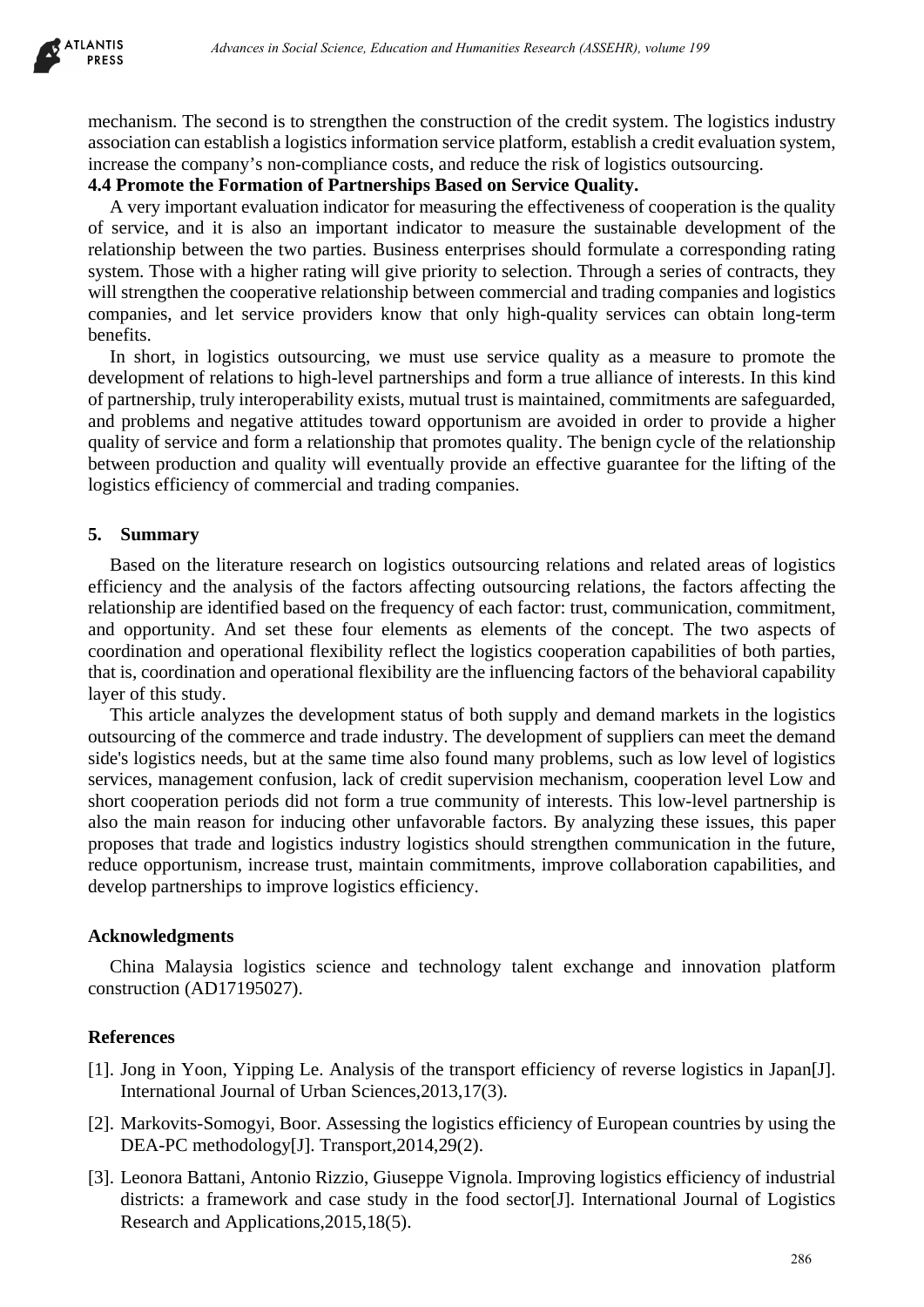mechanism. The second is to strengthen the construction of the credit system. The logistics industry association can establish a logistics information service platform, establish a credit evaluation system, increase the company's non-compliance costs, and reduce the risk of logistics outsourcing.

### 4.4 Promote the Formation of Partnerships Based on Service Quality.

A very important evaluation indicator for measuring the effectiveness of cooperation is the quality of service, and it is also an important indicator to measure the sustainable development of the relationship between the two parties. Business enterprises should formulate a corresponding rating system. Those with a higher rating will give priority to selection. Through a series of contracts, they will strengthen the cooperative relationship between commercial and trading companies and logistics companies, and let service providers know that only high-quality services can obtain long-term benefits.

In short, in logistics outsourcing, we must use service quality as a measure to promote the development of relations to high-level partnerships and form a true alliance of interests. In this kind of partnership, truly interoperability exists, mutual trust is maintained, commitments are safeguarded, and problems and negative attitudes toward opportunism are avoided in order to provide a higher quality of service and form a relationship that promotes quality. The benign cycle of the relationship between production and quality will eventually provide an effective guarantee for the lifting of the logistics efficiency of commercial and trading companies.

## 5. Summary

Based on the literature research on logistics outsourcing relations and related areas of logistics efficiency and the analysis of the factors affecting outsourcing relations, the factors affecting the relationship are identified based on the frequency of each factor: trust, communication, commitment, and opportunity. And set these four elements as elements of the concept. The two aspects of coordination and operational flexibility reflect the logistics cooperation capabilities of both parties, that is, coordination and operational flexibility are the influencing factors of the behavioral capability layer of this study.

This article analyzes the development status of both supply and demand markets in the logistics outsourcing of the commerce and trade industry. The development of suppliers can meet the demand side's logistics needs, but at the same time also found many problems, such as low level of logistics services, management confusion, lack of credit supervision mechanism, cooperation level Low and short cooperation periods did not form a true community of interests. This low-level partnership is also the main reason for inducing other unfavorable factors. By analyzing these issues, this paper proposes that trade and logistics industry logistics should strengthen communication in the future, reduce opportunism, increase trust, maintain commitments, improve collaboration capabilities, and develop partnerships to improve logistics efficiency.

## Acknowledgments

China Malaysia logistics science and technology talent exchange and innovation platform construction (AD17195027).

## References

[1]. Jong in Yoon, Yipping Le. Analysis of the transport efficiency of reverse logistics in Japan[J]. International Journal of Urban Sciences,2013,17(3).

[2]. Markovits-Somogyi, Boor. Assessing the logistics efficiency of European countries by using the DEA-PC methodology[J]. Transport,2014,29(2).

[3]. Leonora Battani, Antonio Rizzio, Giuseppe Vignola. Improving logistics efficiency of industrial districts: a framework and case study in the food sector[J]. International Journal of Logistics Research and Applications,2015,18(5).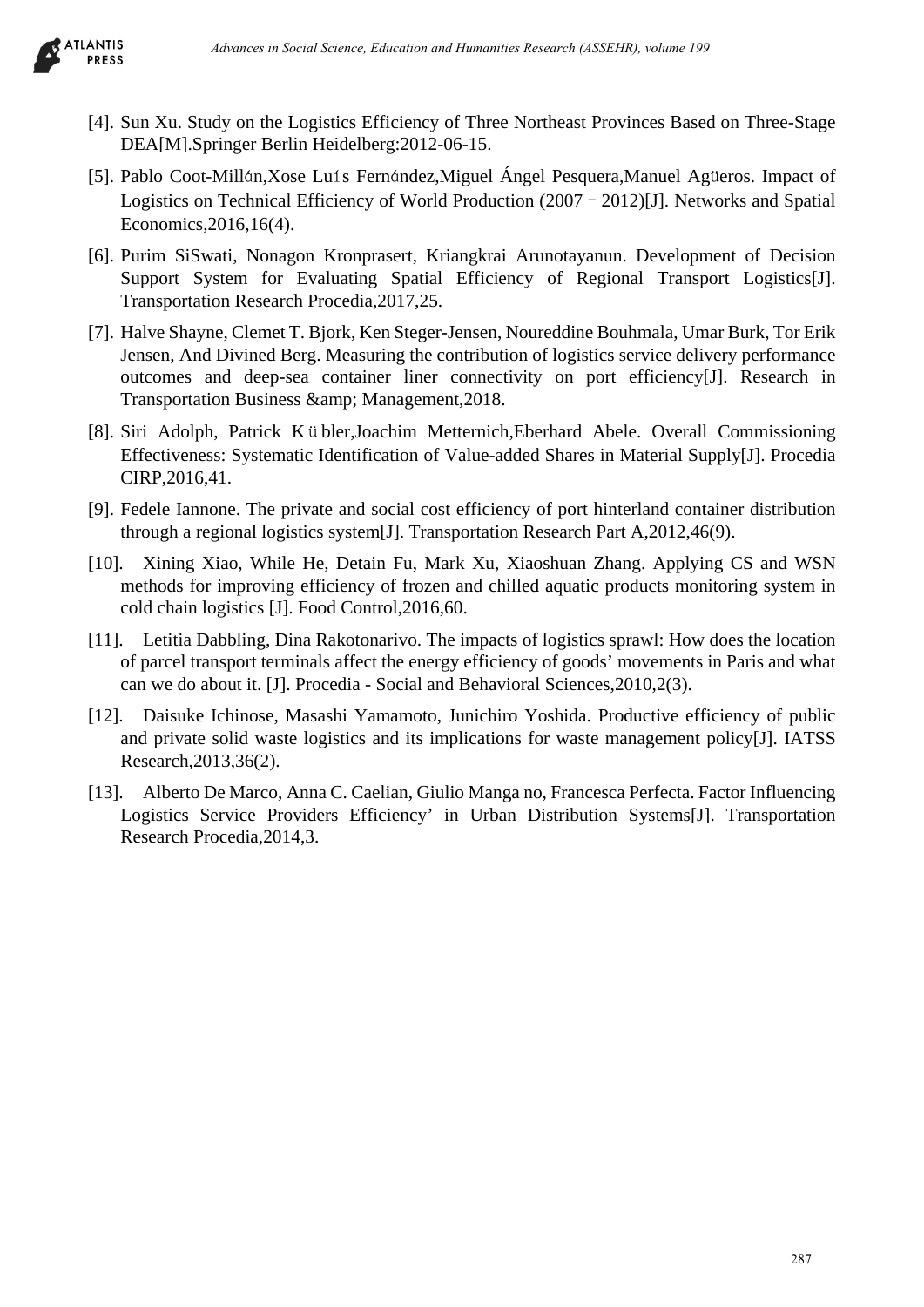[4]. Sun Xu. Study on the Logistics Efficiency of Three Northeast Provinces Based on Three-Stage DEA[M].Springer Berlin Heidelberg:2012-06-15.

[5]. Pablo Coot-Millán,Xose Luís Fernández,Miguel Ángel Pesquera,Manuel Agüeros. Impact of Logistics on Technical Efficiency of World Production (2007 – 2012)[J]. Networks and Spatial Economics,2016,16(4).

[6]. Purim SiSwati, Nonagon Kronprasert, Kriangkrai Arunotayanun. Development of Decision Support System for Evaluating Spatial Efficiency of Regional Transport Logistics[J]. Transportation Research Procedia,2017,25.

[7]. Halve Shayne, Clemet T. Bjork, Ken Steger-Jensen, Noureddine Bouhmala, Umar Burk, Tor Erik Jensen, And Divined Berg. Measuring the contribution of logistics service delivery performance outcomes and deep-sea container liner connectivity on port efficiency[J]. Research in Transportation Business &amp; Management,2018.

[8]. Siri Adolph, Patrick Kübler,Joachim Metternich,Eberhard Abele. Overall Commissioning Effectiveness: Systematic Identification of Value-added Shares in Material Supply[J]. Procedia CIRP,2016,41.

[9]. Fedele Iannone. The private and social cost efficiency of port hinterland container distribution through a regional logistics system[J]. Transportation Research Part A,2012,46(9).

[10]. Xining Xiao, While He, Detain Fu, Mark Xu, Xiaoshuan Zhang. Applying CS and WSN methods for improving efficiency of frozen and chilled aquatic products monitoring system in cold chain logistics [J]. Food Control,2016,60.

[11]. Letitia Dabbling, Dina Rakotonarivo. The impacts of logistics sprawl: How does the location of parcel transport terminals affect the energy efficiency of goods' movements in Paris and what can we do about it. [J]. Procedia - Social and Behavioral Sciences,2010,2(3).

[12]. Daisuke Ichinose, Masashi Yamamoto, Junichiro Yoshida. Productive efficiency of public and private solid waste logistics and its implications for waste management policy[J]. IATSS Research,2013,36(2).

[13]. Alberto De Marco, Anna C. Caelian, Giulio Manga no, Francesca Perfecta. Factor Influencing Logistics Service Providers Efficiency' in Urban Distribution Systems[J]. Transportation Research Procedia,2014,3.